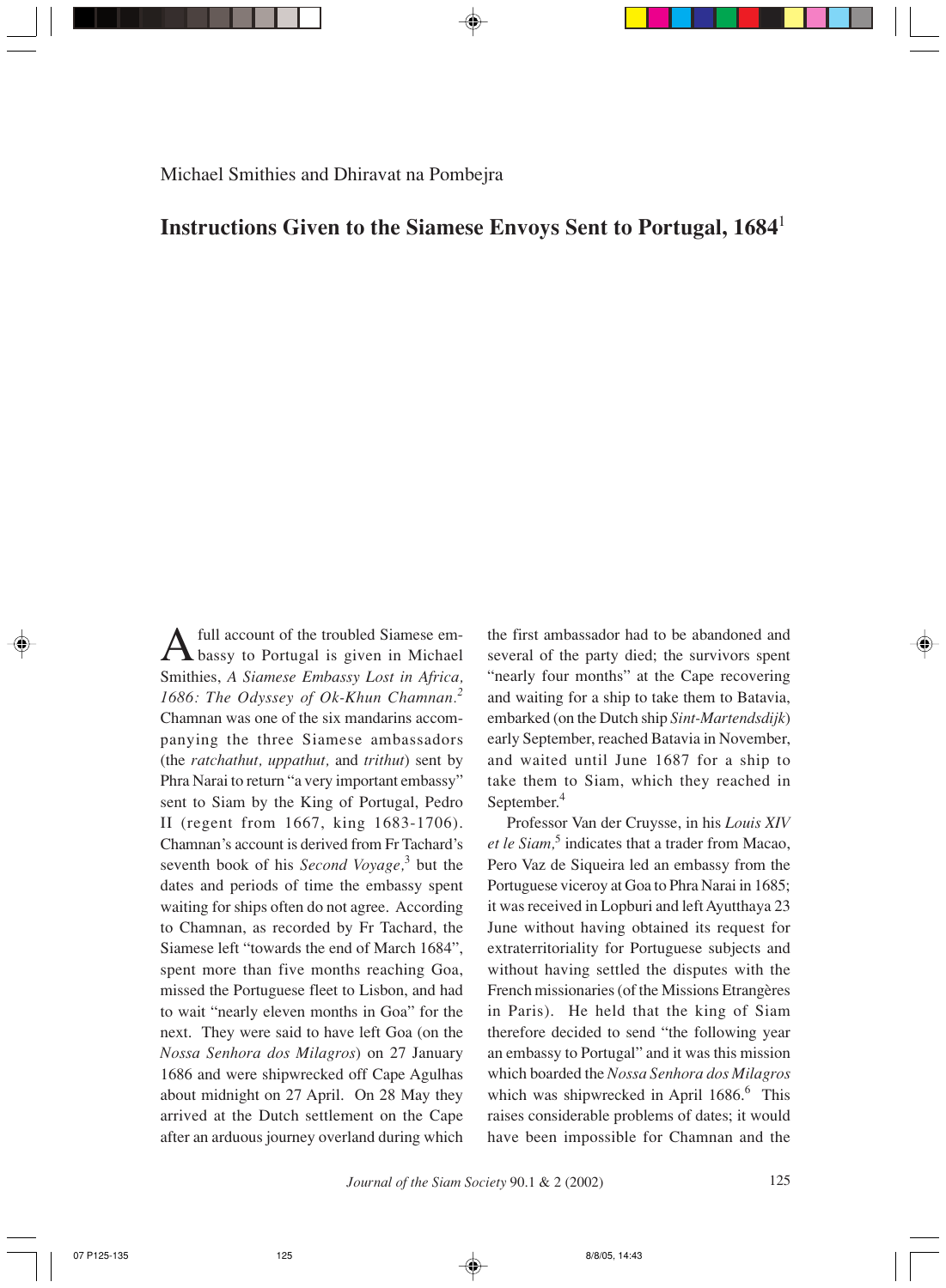Michael Smithies and Dhiravat na Pombejra

# Instructions Given to the Siamese Envoys Sent to Portugal, 1684[1]

A full account of the troubled Siamese embassy to Portugal is given in Michael Smithies, *A Siamese Embassy Lost in Africa, 1686: The Odyssey of Ok-Khun Chamnan.*[2] Chamnan was one of the six mandarins accompanying the three Siamese ambassadors (the *ratchathut, uppathut,* and *trithut*) sent by Phra Narai to return "a very important embassy" sent to Siam by the King of Portugal, Pedro II (regent from 1667, king 1683-1706). Chamnan's account is derived from Fr Tachard's seventh book of his *Second Voyage,*[3] but the dates and periods of time the embassy spent waiting for ships often do not agree. According to Chamnan, as recorded by Fr Tachard, the Siamese left "towards the end of March 1684", spent more than five months reaching Goa, missed the Portuguese fleet to Lisbon, and had to wait "nearly eleven months in Goa" for the next. They were said to have left Goa (on the *Nossa Senhora dos Milagros*) on 27 January 1686 and were shipwrecked off Cape Agulhas about midnight on 27 April. On 28 May they arrived at the Dutch settlement on the Cape after an arduous journey overland during which the first ambassador had to be abandoned and several of the party died; the survivors spent "nearly four months" at the Cape recovering and waiting for a ship to take them to Batavia, embarked (on the Dutch ship *Sint-Martendsdijk*) early September, reached Batavia in November, and waited until June 1687 for a ship to take them to Siam, which they reached in September.[4]

Professor Van der Cruysse, in his *Louis XIV et le Siam,*[5] indicates that a trader from Macao, Pero Vaz de Siqueira led an embassy from the Portuguese viceroy at Goa to Phra Narai in 1685; it was received in Lopburi and left Ayutthaya 23 June without having obtained its request for extraterritoriality for Portuguese subjects and without having settled the disputes with the French missionaries (of the Missions Etrangères in Paris). He held that the king of Siam therefore decided to send "the following year an embassy to Portugal" and it was this mission which boarded the *Nossa Senhora dos Milagros* which was shipwrecked in April 1686.[6] This raises considerable problems of dates; it would have been impossible for Chamnan and the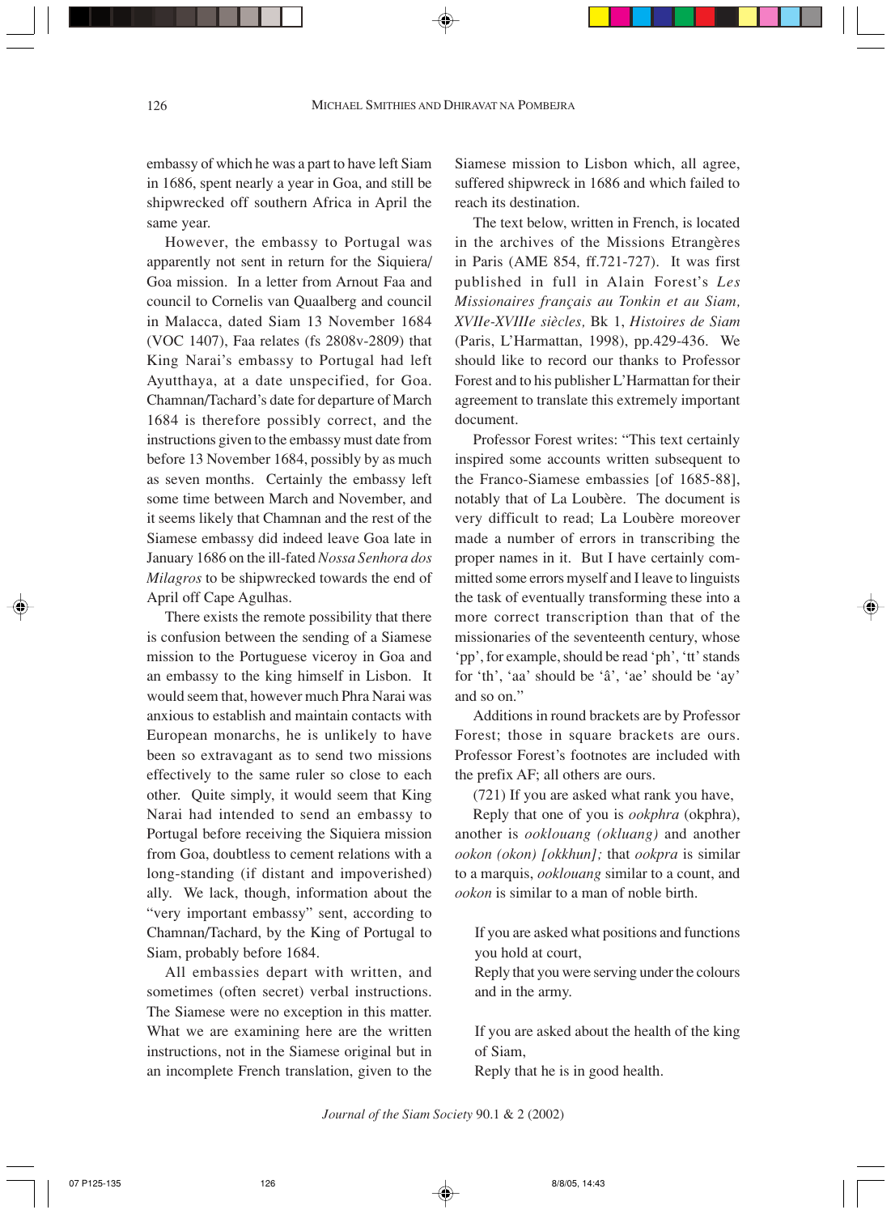embassy of which he was a part to have left Siam in 1686, spent nearly a year in Goa, and still be shipwrecked off southern Africa in April the same year.

However, the embassy to Portugal was apparently not sent in return for the Siquiera/Goa mission. In a letter from Arnout Faa and council to Cornelis van Quaalberg and council in Malacca, dated Siam 13 November 1684 (VOC 1407), Faa relates (fs 2808v-2809) that King Narai's embassy to Portugal had left Ayutthaya, at a date unspecified, for Goa. Chamnan/Tachard's date for departure of March 1684 is therefore possibly correct, and the instructions given to the embassy must date from before 13 November 1684, possibly by as much as seven months. Certainly the embassy left some time between March and November, and it seems likely that Chamnan and the rest of the Siamese embassy did indeed leave Goa late in January 1686 on the ill-fated *Nossa Senhora dos Milagros* to be shipwrecked towards the end of April off Cape Agulhas.

There exists the remote possibility that there is confusion between the sending of a Siamese mission to the Portuguese viceroy in Goa and an embassy to the king himself in Lisbon. It would seem that, however much Phra Narai was anxious to establish and maintain contacts with European monarchs, he is unlikely to have been so extravagant as to send two missions effectively to the same ruler so close to each other. Quite simply, it would seem that King Narai had intended to send an embassy to Portugal before receiving the Siquiera mission from Goa, doubtless to cement relations with a long-standing (if distant and impoverished) ally. We lack, though, information about the "very important embassy" sent, according to Chamnan/Tachard, by the King of Portugal to Siam, probably before 1684.

All embassies depart with written, and sometimes (often secret) verbal instructions. The Siamese were no exception in this matter. What we are examining here are the written instructions, not in the Siamese original but in an incomplete French translation, given to the Siamese mission to Lisbon which, all agree, suffered shipwreck in 1686 and which failed to reach its destination.

The text below, written in French, is located in the archives of the Missions Etrangères in Paris (AME 854, ff.721-727). It was first published in full in Alain Forest's *Les Missionaires français au Tonkin et au Siam, XVIIe-XVIIIe siècles,* Bk 1, *Histoires de Siam* (Paris, L'Harmattan, 1998), pp.429-436. We should like to record our thanks to Professor Forest and to his publisher L'Harmattan for their agreement to translate this extremely important document.

Professor Forest writes: "This text certainly inspired some accounts written subsequent to the Franco-Siamese embassies [of 1685-88], notably that of La Loubère. The document is very difficult to read; La Loubère moreover made a number of errors in transcribing the proper names in it. But I have certainly committed some errors myself and I leave to linguists the task of eventually transforming these into a more correct transcription than that of the missionaries of the seventeenth century, whose 'pp', for example, should be read 'ph', 'tt' stands for 'th', 'aa' should be 'â', 'ae' should be 'ay' and so on."

Additions in round brackets are by Professor Forest; those in square brackets are ours. Professor Forest's footnotes are included with the prefix AF; all others are ours.

(721) If you are asked what rank you have,

Reply that one of you is *ookphra* (okphra), another is *ooklouang (okluang)* and another *ookon (okon) [okkhun];* that *ookpra* is similar to a marquis, *ooklouang* similar to a count, and *ookon* is similar to a man of noble birth.

If you are asked what positions and functions you hold at court,
Reply that you were serving under the colours and in the army.

If you are asked about the health of the king of Siam,
Reply that he is in good health.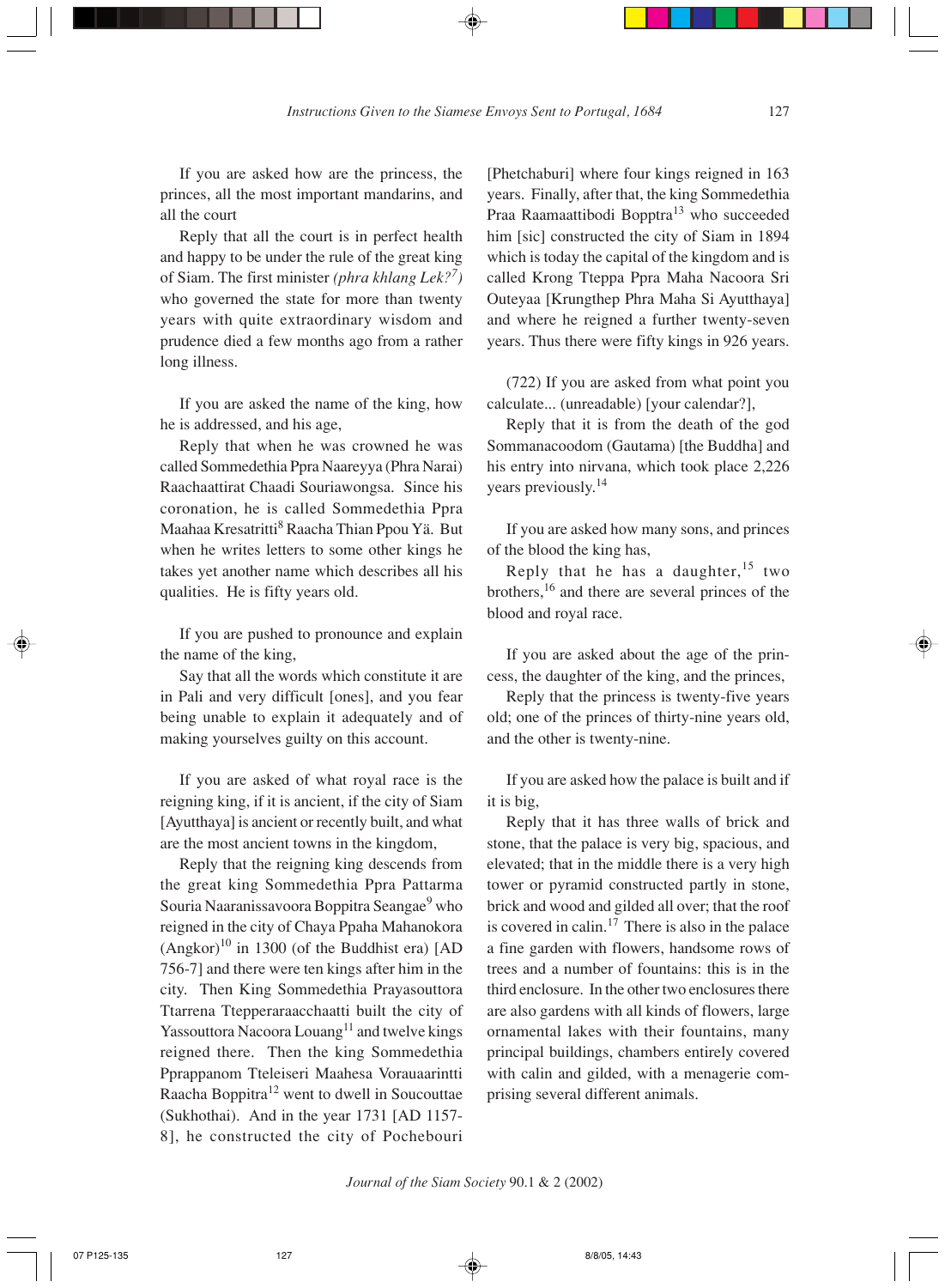If you are asked how are the princess, the princes, all the most important mandarins, and all the court

Reply that all the court is in perfect health and happy to be under the rule of the great king of Siam. The first minister *(phra khlang Lek?[7])* who governed the state for more than twenty years with quite extraordinary wisdom and prudence died a few months ago from a rather long illness.

If you are asked the name of the king, how he is addressed, and his age,

Reply that when he was crowned he was called Sommedethia Ppra Naareyya (Phra Narai) Raachaattirat Chaadi Souriawongsa. Since his coronation, he is called Sommedethia Ppra Maahaa Kresatritti[8] Raacha Thian Ppou Yä. But when he writes letters to some other kings he takes yet another name which describes all his qualities. He is fifty years old.

If you are pushed to pronounce and explain the name of the king,

Say that all the words which constitute it are in Pali and very difficult [ones], and you fear being unable to explain it adequately and of making yourselves guilty on this account.

If you are asked of what royal race is the reigning king, if it is ancient, if the city of Siam [Ayutthaya] is ancient or recently built, and what are the most ancient towns in the kingdom,

Reply that the reigning king descends from the great king Sommedethia Ppra Pattarma Souria Naaranissavoora Boppitra Seangae[9] who reigned in the city of Chaya Ppaha Mahanokora (Angkor)[10] in 1300 (of the Buddhist era) [AD 756-7] and there were ten kings after him in the city. Then King Sommedethia Prayasouttora Ttarrena Ttepperaraacchaatti built the city of Yassouttora Nacoora Louang[11] and twelve kings reigned there. Then the king Sommedethia Ppappanom Tteleiseri Maahesa Vorauaarintti Raacha Boppitra[12] went to dwell in Soucouttae (Sukhothai). And in the year 1731 [AD 1157-8], he constructed the city of Pochebouri [Phetchaburi] where four kings reigned in 163 years. Finally, after that, the king Sommedethia Praa Raamaattibodi Bopptra[13] who succeeded him [sic] constructed the city of Siam in 1894 which is today the capital of the kingdom and is called Krong Tteppa Ppra Maha Nacoora Sri Outeyaa [Krungthep Phra Maha Si Ayutthaya] and where he reigned a further twenty-seven years. Thus there were fifty kings in 926 years.

(722) If you are asked from what point you calculate... (unreadable) [your calendar?],

Reply that it is from the death of the god Sommanacoodom (Gautama) [the Buddha] and his entry into nirvana, which took place 2,226 years previously.[14]

If you are asked how many sons, and princes of the blood the king has,

Reply that he has a daughter,[15] two brothers,[16] and there are several princes of the blood and royal race.

If you are asked about the age of the princess, the daughter of the king, and the princes,

Reply that the princess is twenty-five years old; one of the princes of thirty-nine years old, and the other is twenty-nine.

If you are asked how the palace is built and if it is big,

Reply that it has three walls of brick and stone, that the palace is very big, spacious, and elevated; that in the middle there is a very high tower or pyramid constructed partly in stone, brick and wood and gilded all over; that the roof is covered in calin.[17] There is also in the palace a fine garden with flowers, handsome rows of trees and a number of fountains: this is in the third enclosure. In the other two enclosures there are also gardens with all kinds of flowers, large ornamental lakes with their fountains, many principal buildings, chambers entirely covered with calin and gilded, with a menagerie comprising several different animals.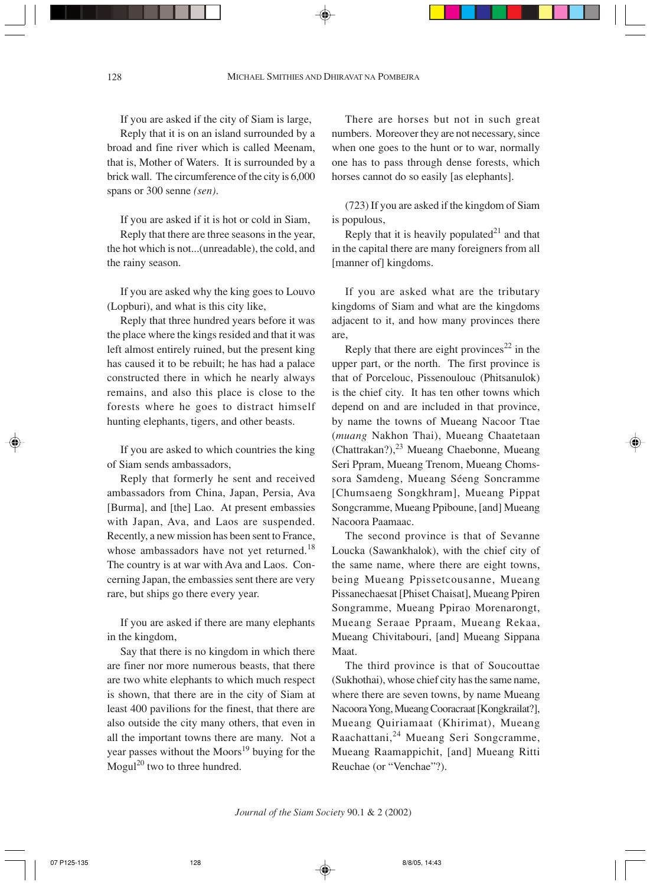If you are asked if the city of Siam is large,

Reply that it is on an island surrounded by a broad and fine river which is called Meenam, that is, Mother of Waters. It is surrounded by a brick wall. The circumference of the city is 6,000 spans or 300 senne *(sen)*.

If you are asked if it is hot or cold in Siam,

Reply that there are three seasons in the year, the hot which is not...(unreadable), the cold, and the rainy season.

If you are asked why the king goes to Louvo (Lopburi), and what is this city like,

Reply that three hundred years before it was the place where the kings resided and that it was left almost entirely ruined, but the present king has caused it to be rebuilt; he has had a palace constructed there in which he nearly always remains, and also this place is close to the forests where he goes to distract himself hunting elephants, tigers, and other beasts.

If you are asked to which countries the king of Siam sends ambassadors,

Reply that formerly he sent and received ambassadors from China, Japan, Persia, Ava [Burma], and [the] Lao. At present embassies with Japan, Ava, and Laos are suspended. Recently, a new mission has been sent to France, whose ambassadors have not yet returned.[18] The country is at war with Ava and Laos. Concerning Japan, the embassies sent there are very rare, but ships go there every year.

If you are asked if there are many elephants in the kingdom,

Say that there is no kingdom in which there are finer nor more numerous beasts, that there are two white elephants to which much respect is shown, that there are in the city of Siam at least 400 pavilions for the finest, that there are also outside the city many others, that even in all the important towns there are many. Not a year passes without the Moors[19] buying for the Mogul[20] two to three hundred.

There are horses but not in such great numbers. Moreover they are not necessary, since when one goes to the hunt or to war, normally one has to pass through dense forests, which horses cannot do so easily [as elephants].

(723) If you are asked if the kingdom of Siam is populous,

Reply that it is heavily populated[21] and that in the capital there are many foreigners from all [manner of] kingdoms.

If you are asked what are the tributary kingdoms of Siam and what are the kingdoms adjacent to it, and how many provinces there are,

Reply that there are eight provinces[22] in the upper part, or the north. The first province is that of Porcelouc, Pissenoulouc (Phitsanulok) is the chief city. It has ten other towns which depend on and are included in that province, by name the towns of Mueang Nacoor Ttae (*muang* Nakhon Thai), Mueang Chaatetaan (Chattrakan?),[23] Mueang Chaebonne, Mueang Seri Ppram, Mueang Trenom, Mueang Chomssora Samdeng, Mueang Séeng Soncramme [Chumsaeng Songkhram], Mueang Pippat Songcramme, Mueang Ppiboune, [and] Mueang Nacoora Paamaac.

The second province is that of Sevanne Loucka (Sawankhalok), with the chief city of the same name, where there are eight towns, being Mueang Ppissetcousanne, Mueang Pissanechaesat [Phiset Chaisat], Mueang Ppiren Songramme, Mueang Ppirao Morenarongt, Mueang Seraae Ppraam, Mueang Rekaa, Mueang Chivitabouri, [and] Mueang Sippana Maat.

The third province is that of Soucouttae (Sukhothai), whose chief city has the same name, where there are seven towns, by name Mueang Nacoora Yong, Mueang Cooracraat [Kongkrailat?], Mueang Quiriamaat (Khirimat), Mueang Raachattani,[24] Mueang Seri Songcramme, Mueang Raamappichit, [and] Mueang Ritti Reuchae (or "Venchae"?).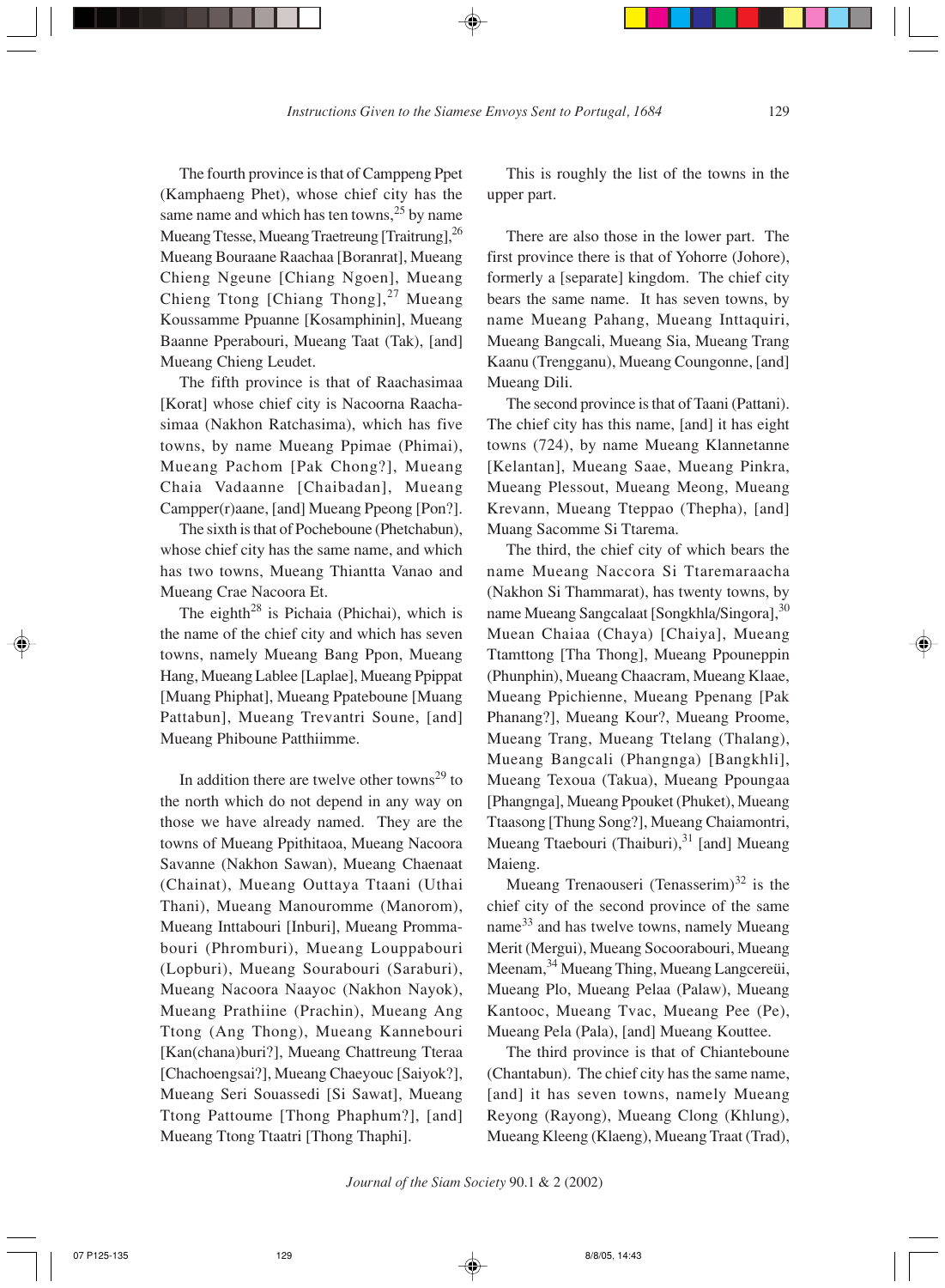The fourth province is that of Camppeng Ppet (Kamphaeng Phet), whose chief city has the same name and which has ten towns,[25] by name Mueang Ttesse, Mueang Traetreung [Traitrung],[26] Mueang Bouraane Raachaa [Boranrat], Mueang Chieng Ngeune [Chiang Ngoen], Mueang Chieng Ttong [Chiang Thong],[27] Mueang Koussamme Ppuanne [Kosamphinin], Mueang Baanne Pperabouri, Mueang Taat (Tak), [and] Mueang Chieng Leudet.

The fifth province is that of Raachasimaa [Korat] whose chief city is Nacoorna Raachasimaa (Nakhon Ratchasima), which has five towns, by name Mueang Ppimae (Phimai), Mueang Pachom [Pak Chong?], Mueang Chaia Vadaanne [Chaibadan], Mueang Campper(r)aane, [and] Mueang Ppeong [Pon?].

The sixth is that of Pocheboune (Phetchabun), whose chief city has the same name, and which has two towns, Mueang Thiantta Vanao and Mueang Crae Nacoora Et.

The eighth[28] is Pichaia (Phichai), which is the name of the chief city and which has seven towns, namely Mueang Bang Ppon, Mueang Hang, Mueang Lablee [Laplae], Mueang Ppippat [Muang Phiphat], Mueang Ppateboune [Muang Pattabun], Mueang Trevantri Soune, [and] Mueang Phiboune Patthiimme.

In addition there are twelve other towns[29] to the north which do not depend in any way on those we have already named. They are the towns of Mueang Ppithitaoa, Mueang Nacoora Savanne (Nakhon Sawan), Mueang Chaenaat (Chainat), Mueang Outtaya Ttaani (Uthai Thani), Mueang Manouromme (Manorom), Mueang Inttabouri [Inburi], Mueang Prommabouri (Phromburi), Mueang Louppabouri (Lopburi), Mueang Sourabouri (Saraburi), Mueang Nacoora Naayoc (Nakhon Nayok), Mueang Prathiine (Prachin), Mueang Ang Ttong (Ang Thong), Mueang Kannebouri [Kan(chana)buri?], Mueang Chattreung Tteraa [Chachoengsai?], Mueang Chaeyouc [Saiyok?], Mueang Seri Souassedi [Si Sawat], Mueang Ttong Pattoume [Thong Phaphum?], [and] Mueang Ttong Ttaatri [Thong Thaphi].

This is roughly the list of the towns in the upper part.

There are also those in the lower part. The first province there is that of Yohorre (Johore), formerly a [separate] kingdom. The chief city bears the same name. It has seven towns, by name Mueang Pahang, Mueang Inttaquiri, Mueang Bangcali, Mueang Sia, Mueang Trang Kaanu (Trengganu), Mueang Coungonne, [and] Mueang Dili.

The second province is that of Taani (Pattani). The chief city has this name, [and] it has eight towns (724), by name Mueang Klannetanne [Kelantan], Mueang Saae, Mueang Pinkra, Mueang Plessout, Mueang Meong, Mueang Krevann, Mueang Tteppao (Thepha), [and] Muang Sacomme Si Ttarema.

The third, the chief city of which bears the name Mueang Naccora Si Ttaremaraacha (Nakhon Si Thammarat), has twenty towns, by name Mueang Sangcalaat [Songkhla/Singora],[30] Muean Chaiaa (Chaya) [Chaiya], Mueang Ttamttong [Tha Thong], Mueang Ppouneppin (Phunphin), Mueang Chaacram, Mueang Klaae, Mueang Ppichienne, Mueang Ppenang [Pak Phanang?], Mueang Kour?, Mueang Proome, Mueang Trang, Mueang Ttelang (Thalang), Mueang Bangcali (Phangnga) [Bangkhli], Mueang Texoua (Takua), Mueang Ppoungaa [Phangnga], Mueang Ppouket (Phuket), Mueang Ttaasong [Thung Song?], Mueang Chaiamontri, Mueang Ttaebouri (Thaiburi),[31] [and] Mueang Maieng.

Mueang Trenaouseri (Tenasserim)[32] is the chief city of the second province of the same name[33] and has twelve towns, namely Mueang Merit (Mergui), Mueang Socoorabouri, Mueang Meenam,[34] Mueang Thing, Mueang Langcereüi, Mueang Plo, Mueang Pelaa (Palaw), Mueang Kantooc, Mueang Tvac, Mueang Pee (Pe), Mueang Pela (Pala), [and] Mueang Kouttee.

The third province is that of Chianteboune (Chantabun). The chief city has the same name, [and] it has seven towns, namely Mueang Reyong (Rayong), Mueang Clong (Khlung), Mueang Kleeng (Klaeng), Mueang Traat (Trad),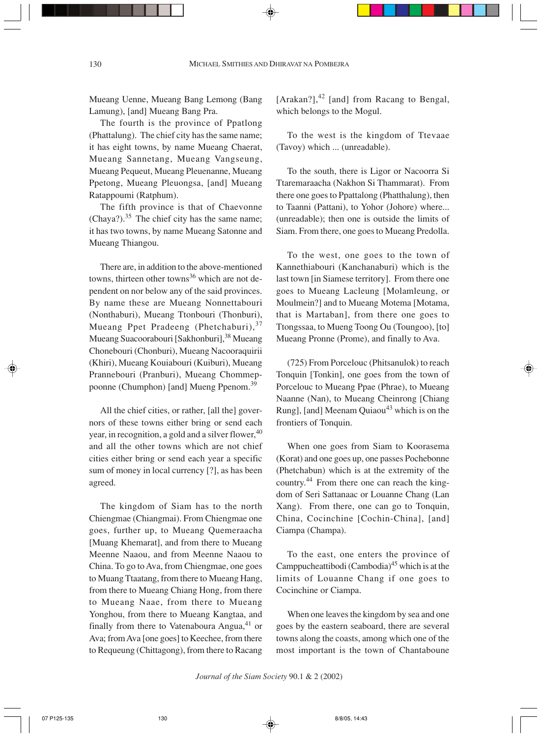Mueang Uenne, Mueang Bang Lemong (Bang Lamung), [and] Mueang Bang Pra.

The fourth is the province of Ppatlong (Phattalung). The chief city has the same name; it has eight towns, by name Mueang Chaerat, Mueang Sannetang, Mueang Vangseung, Mueang Pequeut, Mueang Pleuenanne, Mueang Ppetong, Mueang Pleuongsa, [and] Mueang Ratappoumi (Ratphum).

The fifth province is that of Chaevonne (Chaya?).[35] The chief city has the same name; it has two towns, by name Mueang Satonne and Mueang Thiangou.

There are, in addition to the above-mentioned towns, thirteen other towns[36] which are not dependent on nor below any of the said provinces. By name these are Mueang Nonnettabouri (Nonthaburi), Mueang Ttonbouri (Thonburi), Mueang Ppet Pradeeng (Phetchaburi),[37] Mueang Suacoorabouri [Sakhonburi],[38] Mueang Chonebouri (Chonburi), Mueang Nacooraquirii (Khiri), Mueang Kouiabouri (Kuiburi), Mueang Prannebouri (Pranburi), Mueang Chommeppoonne (Chumphon) [and] Mueng Ppenom.[39]

All the chief cities, or rather, [all the] governors of these towns either bring or send each year, in recognition, a gold and a silver flower,[40] and all the other towns which are not chief cities either bring or send each year a specific sum of money in local currency [?], as has been agreed.

The kingdom of Siam has to the north Chiengmae (Chiangmai). From Chiengmae one goes, further up, to Mueang Quemeraacha [Muang Khemarat], and from there to Mueang Meenne Naaou, and from Meenne Naaou to China. To go to Ava, from Chiengmae, one goes to Muang Ttaatang, from there to Mueang Hang, from there to Mueang Chiang Hong, from there to Mueang Naae, from there to Mueang Yonghou, from there to Mueang Kangtaa, and finally from there to Vatenaboura Angua,[41] or Ava; from Ava [one goes] to Keechee, from there to Requeung (Chittagong), from there to Racang [Arakan?],[42] [and] from Racang to Bengal, which belongs to the Mogul.

To the west is the kingdom of Ttevaae (Tavoy) which ... (unreadable).

To the south, there is Ligor or Nacoorra Si Ttaremaraacha (Nakhon Si Thammarat). From there one goes to Ppattalong (Phatthalung), then to Taanni (Pattani), to Yohor (Johore) where... (unreadable); then one is outside the limits of Siam. From there, one goes to Mueang Predolla.

To the west, one goes to the town of Kannethiabouri (Kanchanaburi) which is the last town [in Siamese territory]. From there one goes to Mueang Lacleung [Molamleung, or Moulmein?] and to Mueang Motema [Motama, that is Martaban], from there one goes to Ttongssaa, to Mueng Toong Ou (Toungoo), [to] Mueang Pronne (Prome), and finally to Ava.

(725) From Porcelouc (Phitsanulok) to reach Tonquin [Tonkin], one goes from the town of Porcelouc to Mueang Ppae (Phrae), to Mueang Naanne (Nan), to Mueang Cheinrong [Chiang Rung], [and] Meenam Quiaou[43] which is on the frontiers of Tonquin.

When one goes from Siam to Koorasema (Korat) and one goes up, one passes Pochebonne (Phetchabun) which is at the extremity of the country.[44] From there one can reach the kingdom of Seri Sattanaac or Louanne Chang (Lan Xang). From there, one can go to Tonquin, China, Cocinchine [Cochin-China], [and] Ciampa (Champa).

To the east, one enters the province of Camppucheattibodi (Cambodia)[45] which is at the limits of Louanne Chang if one goes to Cocinchine or Ciampa.

When one leaves the kingdom by sea and one goes by the eastern seaboard, there are several towns along the coasts, among which one of the most important is the town of Chantaboune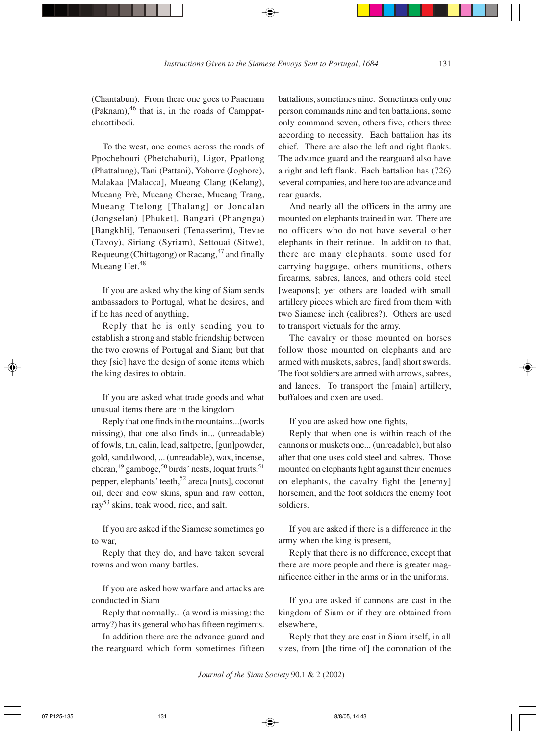(Chantabun). From there one goes to Paacnam (Paknam),[46] that is, in the roads of Camppatchaottibodi.

To the west, one comes across the roads of Ppochebouri (Phetchaburi), Ligor, Ppatlong (Phattalung), Tani (Pattani), Yohorre (Joghore), Malakaa [Malacca], Mueang Clang (Kelang), Mueang Prè, Mueang Cherae, Mueang Trang, Mueang Ttelong [Thalang] or Joncalan (Jongselan) [Phuket], Bangari (Phangnga) [Bangkhli], Tenaouseri (Tenasserim), Ttevae (Tavoy), Siriang (Syriam), Settouai (Sitwe), Requeung (Chittagong) or Racang,[47] and finally Mueang Het.[48]

If you are asked why the king of Siam sends ambassadors to Portugal, what he desires, and if he has need of anything,

Reply that he is only sending you to establish a strong and stable friendship between the two crowns of Portugal and Siam; but that they [sic] have the design of some items which the king desires to obtain.

If you are asked what trade goods and what unusual items there are in the kingdom

Reply that one finds in the mountains...(words missing), that one also finds in... (unreadable) of fowls, tin, calin, lead, saltpetre, [gun]powder, gold, sandalwood, ... (unreadable), wax, incense, cheran,[49] gamboge,[50] birds' nests, loquat fruits,[51] pepper, elephants' teeth,[52] areca [nuts], coconut oil, deer and cow skins, spun and raw cotton, ray[53] skins, teak wood, rice, and salt.

If you are asked if the Siamese sometimes go to war,

Reply that they do, and have taken several towns and won many battles.

If you are asked how warfare and attacks are conducted in Siam

Reply that normally... (a word is missing: the army?) has its general who has fifteen regiments.

In addition there are the advance guard and the rearguard which form sometimes fifteen battalions, sometimes nine. Sometimes only one person commands nine and ten battalions, some only command seven, others five, others three according to necessity. Each battalion has its chief. There are also the left and right flanks. The advance guard and the rearguard also have a right and left flank. Each battalion has (726) several companies, and here too are advance and rear guards.

And nearly all the officers in the army are mounted on elephants trained in war. There are no officers who do not have several other elephants in their retinue. In addition to that, there are many elephants, some used for carrying baggage, others munitions, others firearms, sabres, lances, and others cold steel [weapons]; yet others are loaded with small artillery pieces which are fired from them with two Siamese inch (calibres?). Others are used to transport victuals for the army.

The cavalry or those mounted on horses follow those mounted on elephants and are armed with muskets, sabres, [and] short swords. The foot soldiers are armed with arrows, sabres, and lances. To transport the [main] artillery, buffaloes and oxen are used.

If you are asked how one fights,

Reply that when one is within reach of the cannons or muskets one... (unreadable), but also after that one uses cold steel and sabres. Those mounted on elephants fight against their enemies on elephants, the cavalry fight the [enemy] horsemen, and the foot soldiers the enemy foot soldiers.

If you are asked if there is a difference in the army when the king is present,

Reply that there is no difference, except that there are more people and there is greater magnificence either in the arms or in the uniforms.

If you are asked if cannons are cast in the kingdom of Siam or if they are obtained from elsewhere,

Reply that they are cast in Siam itself, in all sizes, from [the time of] the coronation of the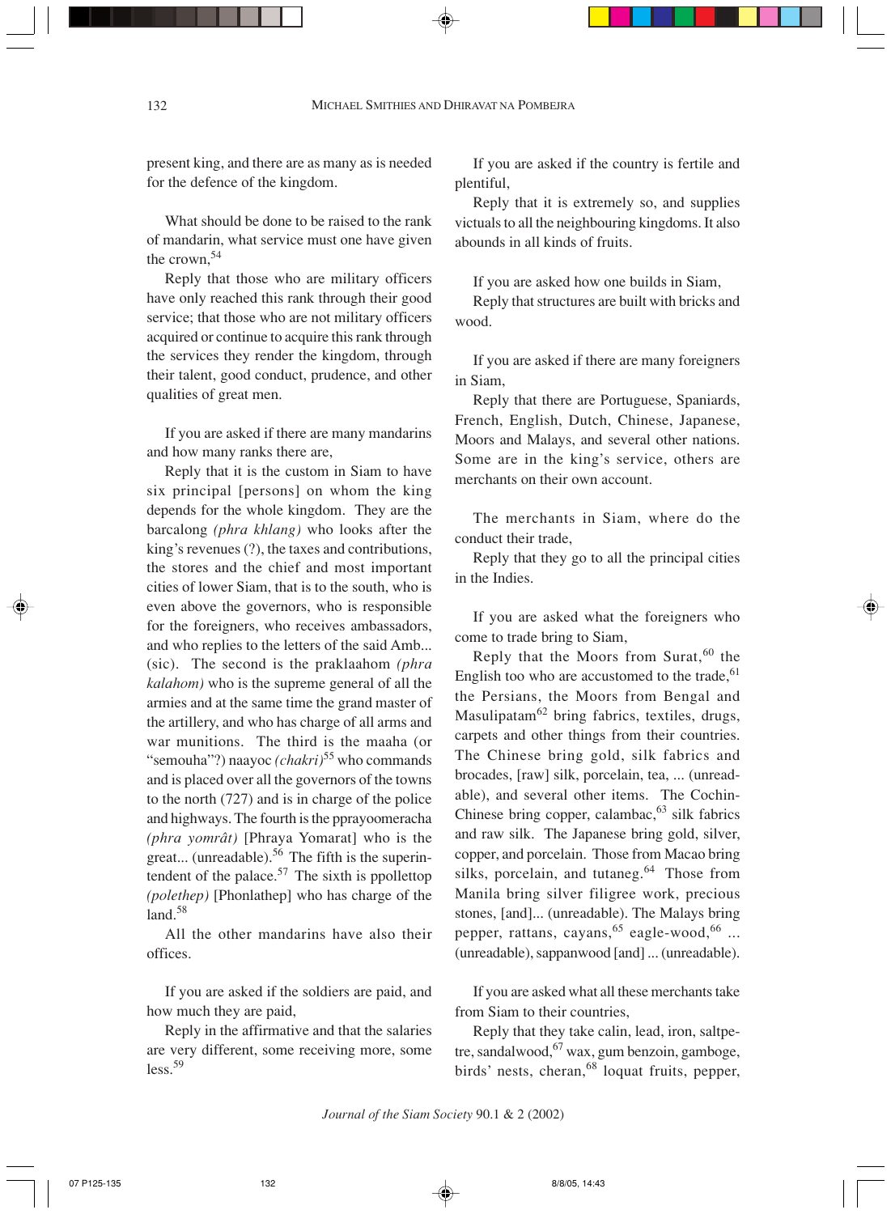present king, and there are as many as is needed for the defence of the kingdom.

What should be done to be raised to the rank of mandarin, what service must one have given the crown,[54]

Reply that those who are military officers have only reached this rank through their good service; that those who are not military officers acquired or continue to acquire this rank through the services they render the kingdom, through their talent, good conduct, prudence, and other qualities of great men.

If you are asked if there are many mandarins and how many ranks there are,

Reply that it is the custom in Siam to have six principal [persons] on whom the king depends for the whole kingdom. They are the barcalong *(phra khlang)* who looks after the king's revenues (?), the taxes and contributions, the stores and the chief and most important cities of lower Siam, that is to the south, who is even above the governors, who is responsible for the foreigners, who receives ambassadors, and who replies to the letters of the said Amb... (sic). The second is the praklaahom *(phra kalahom)* who is the supreme general of all the armies and at the same time the grand master of the artillery, and who has charge of all arms and war munitions. The third is the maaha (or "semouha"?) naayoc *(chakri)*[55] who commands and is placed over all the governors of the towns to the north (727) and is in charge of the police and highways. The fourth is the pprayoomeracha *(phra yomrât)* [Phraya Yomarat] who is the great... (unreadable).[56] The fifth is the superintendent of the palace.[57] The sixth is ppollettop *(polethep)* [Phonlathep] who has charge of the land.[58]

All the other mandarins have also their offices.

If you are asked if the soldiers are paid, and how much they are paid,

Reply in the affirmative and that the salaries are very different, some receiving more, some less.[59]

If you are asked if the country is fertile and plentiful,

Reply that it is extremely so, and supplies victuals to all the neighbouring kingdoms. It also abounds in all kinds of fruits.

If you are asked how one builds in Siam,

Reply that structures are built with bricks and wood.

If you are asked if there are many foreigners in Siam,

Reply that there are Portuguese, Spaniards, French, English, Dutch, Chinese, Japanese, Moors and Malays, and several other nations. Some are in the king's service, others are merchants on their own account.

The merchants in Siam, where do the conduct their trade,

Reply that they go to all the principal cities in the Indies.

If you are asked what the foreigners who come to trade bring to Siam,

Reply that the Moors from Surat,[60] the English too who are accustomed to the trade,[61] the Persians, the Moors from Bengal and Masulipatam[62] bring fabrics, textiles, drugs, carpets and other things from their countries. The Chinese bring gold, silk fabrics and brocades, [raw] silk, porcelain, tea, ... (unreadable), and several other items. The Cochin-Chinese bring copper, calambac,[63] silk fabrics and raw silk. The Japanese bring gold, silver, copper, and porcelain. Those from Macao bring silks, porcelain, and tutaneg.[64] Those from Manila bring silver filigree work, precious stones, [and]... (unreadable). The Malays bring pepper, rattans, cayans,[65] eagle-wood,[66] ... (unreadable), sappanwood [and] ... (unreadable).

If you are asked what all these merchants take from Siam to their countries,

Reply that they take calin, lead, iron, saltpetre, sandalwood,[67] wax, gum benzoin, gamboge, birds' nests, cheran,[68] loquat fruits, pepper,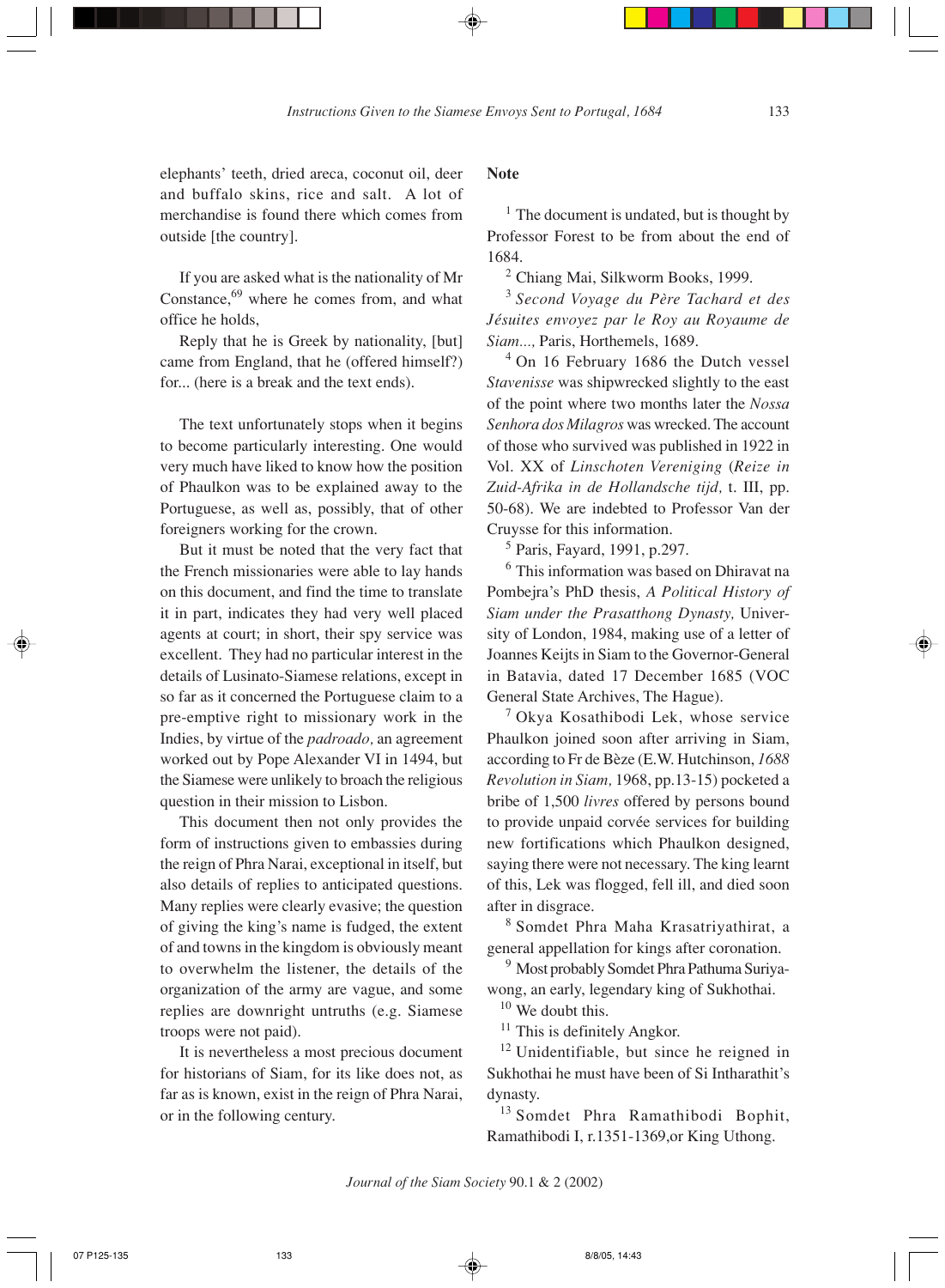elephants' teeth, dried areca, coconut oil, deer and buffalo skins, rice and salt. A lot of merchandise is found there which comes from outside [the country].

If you are asked what is the nationality of Mr Constance,[69] where he comes from, and what office he holds,

Reply that he is Greek by nationality, [but] came from England, that he (offered himself?) for... (here is a break and the text ends).

The text unfortunately stops when it begins to become particularly interesting. One would very much have liked to know how the position of Phaulkon was to be explained away to the Portuguese, as well as, possibly, that of other foreigners working for the crown.

But it must be noted that the very fact that the French missionaries were able to lay hands on this document, and find the time to translate it in part, indicates they had very well placed agents at court; in short, their spy service was excellent. They had no particular interest in the details of Lusinato-Siamese relations, except in so far as it concerned the Portuguese claim to a pre-emptive right to missionary work in the Indies, by virtue of the *padroado,* an agreement worked out by Pope Alexander VI in 1494, but the Siamese were unlikely to broach the religious question in their mission to Lisbon.

This document then not only provides the form of instructions given to embassies during the reign of Phra Narai, exceptional in itself, but also details of replies to anticipated questions. Many replies were clearly evasive; the question of giving the king's name is fudged, the extent of and towns in the kingdom is obviously meant to overwhelm the listener, the details of the organization of the army are vague, and some replies are downright untruths (e.g. Siamese troops were not paid).

It is nevertheless a most precious document for historians of Siam, for its like does not, as far as is known, exist in the reign of Phra Narai, or in the following century.

## Note

[1] The document is undated, but is thought by Professor Forest to be from about the end of 1684.

[2] Chiang Mai, Silkworm Books, 1999.

[3] *Second Voyage du Père Tachard et des Jésuites envoyez par le Roy au Royaume de Siam...,* Paris, Horthemels, 1689.

[4] On 16 February 1686 the Dutch vessel *Stavenisse* was shipwrecked slightly to the east of the point where two months later the *Nossa Senhora dos Milagros* was wrecked. The account of those who survived was published in 1922 in Vol. XX of *Linschoten Vereniging* (*Reize in Zuid-Afrika in de Hollandsche tijd,* t. III, pp. 50-68). We are indebted to Professor Van der Cruysse for this information.

[5] Paris, Fayard, 1991, p.297.

[6] This information was based on Dhiravat na Pombejra's PhD thesis, *A Political History of Siam under the Prasatthong Dynasty,* University of London, 1984, making use of a letter of Joannes Keijts in Siam to the Governor-General in Batavia, dated 17 December 1685 (VOC General State Archives, The Hague).

[7] Okya Kosathibodi Lek, whose service Phaulkon joined soon after arriving in Siam, according to Fr de Bèze (E.W. Hutchinson, *1688 Revolution in Siam,* 1968, pp.13-15) pocketed a bribe of 1,500 *livres* offered by persons bound to provide unpaid corvée services for building new fortifications which Phaulkon designed, saying there were not necessary. The king learnt of this, Lek was flogged, fell ill, and died soon after in disgrace.

[8] Somdet Phra Maha Krasatriyathirat, a general appellation for kings after coronation.

[9] Most probably Somdet Phra Pathuma Suriyawong, an early, legendary king of Sukhothai.

[10] We doubt this.

[11] This is definitely Angkor.

[12] Unidentifiable, but since he reigned in Sukhothai he must have been of Si Intharathit's dynasty.

[13] Somdet Phra Ramathibodi Bophit, Ramathibodi I, r.1351-1369,or King Uthong.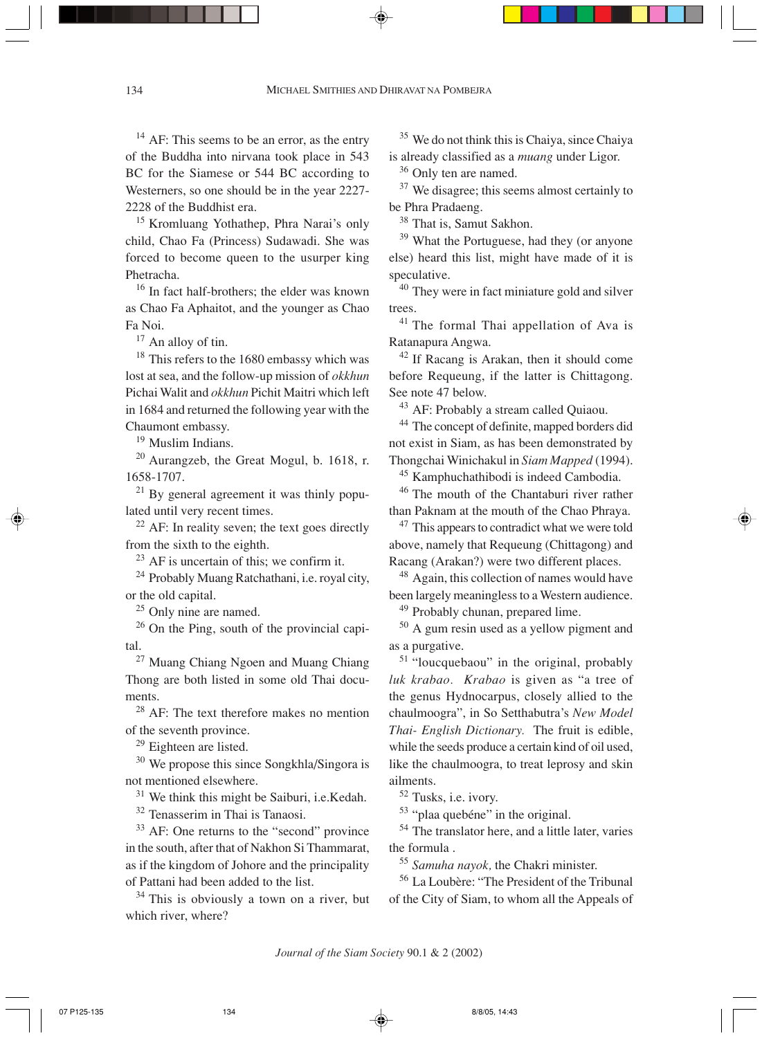[14] AF: This seems to be an error, as the entry of the Buddha into nirvana took place in 543 BC for the Siamese or 544 BC according to Westerners, so one should be in the year 2227-2228 of the Buddhist era.

[15] Kromluang Yothathep, Phra Narai's only child, Chao Fa (Princess) Sudawadi. She was forced to become queen to the usurper king Phetracha.

[16] In fact half-brothers; the elder was known as Chao Fa Aphaitot, and the younger as Chao Fa Noi.

[17] An alloy of tin.

[18] This refers to the 1680 embassy which was lost at sea, and the follow-up mission of *okkhun* Pichai Walit and *okkhun* Pichit Maitri which left in 1684 and returned the following year with the Chaumont embassy.

[19] Muslim Indians.

[20] Aurangzeb, the Great Mogul, b. 1618, r. 1658-1707.

[21] By general agreement it was thinly populated until very recent times.

[22] AF: In reality seven; the text goes directly from the sixth to the eighth.

[23] AF is uncertain of this; we confirm it.

[24] Probably Muang Ratchathani, i.e. royal city, or the old capital.

[25] Only nine are named.

[26] On the Ping, south of the provincial capital.

[27] Muang Chiang Ngoen and Muang Chiang Thong are both listed in some old Thai documents.

[28] AF: The text therefore makes no mention of the seventh province.

[29] Eighteen are listed.

[30] We propose this since Songkhla/Singora is not mentioned elsewhere.

[31] We think this might be Saiburi, i.e.Kedah.

[32] Tenasserim in Thai is Tanaosi.

[33] AF: One returns to the "second" province in the south, after that of Nakhon Si Thammarat, as if the kingdom of Johore and the principality of Pattani had been added to the list.

[34] This is obviously a town on a river, but which river, where?

[35] We do not think this is Chaiya, since Chaiya is already classified as a *muang* under Ligor.

[36] Only ten are named.

[37] We disagree; this seems almost certainly to be Phra Pradaeng.

[38] That is, Samut Sakhon.

[39] What the Portuguese, had they (or anyone else) heard this list, might have made of it is speculative.

[40] They were in fact miniature gold and silver trees.

[41] The formal Thai appellation of Ava is Ratanapura Angwa.

[42] If Racang is Arakan, then it should come before Requeung, if the latter is Chittagong. See note 47 below.

[43] AF: Probably a stream called Quiaou.

[44] The concept of definite, mapped borders did not exist in Siam, as has been demonstrated by Thongchai Winichakul in *Siam Mapped* (1994).

[45] Kamphuchathibodi is indeed Cambodia.

[46] The mouth of the Chantaburi river rather than Paknam at the mouth of the Chao Phraya.

[47] This appears to contradict what we were told above, namely that Requeung (Chittagong) and Racang (Arakan?) were two different places.

[48] Again, this collection of names would have been largely meaningless to a Western audience.

[49] Probably chunan, prepared lime.

[50] A gum resin used as a yellow pigment and as a purgative.

[51] "loucquebaou" in the original, probably *luk krabao*. *Krabao* is given as "a tree of the genus Hydnocarpus, closely allied to the chaulmoogra", in So Setthabutra's *New Model Thai- English Dictionary.* The fruit is edible, while the seeds produce a certain kind of oil used, like the chaulmoogra, to treat leprosy and skin ailments.

[52] Tusks, i.e. ivory.

[53] "plaa quebéne" in the original.

[54] The translator here, and a little later, varies the formula .

[55] *Samuha nayok,* the Chakri minister.

[56] La Loubère: "The President of the Tribunal of the City of Siam, to whom all the Appeals of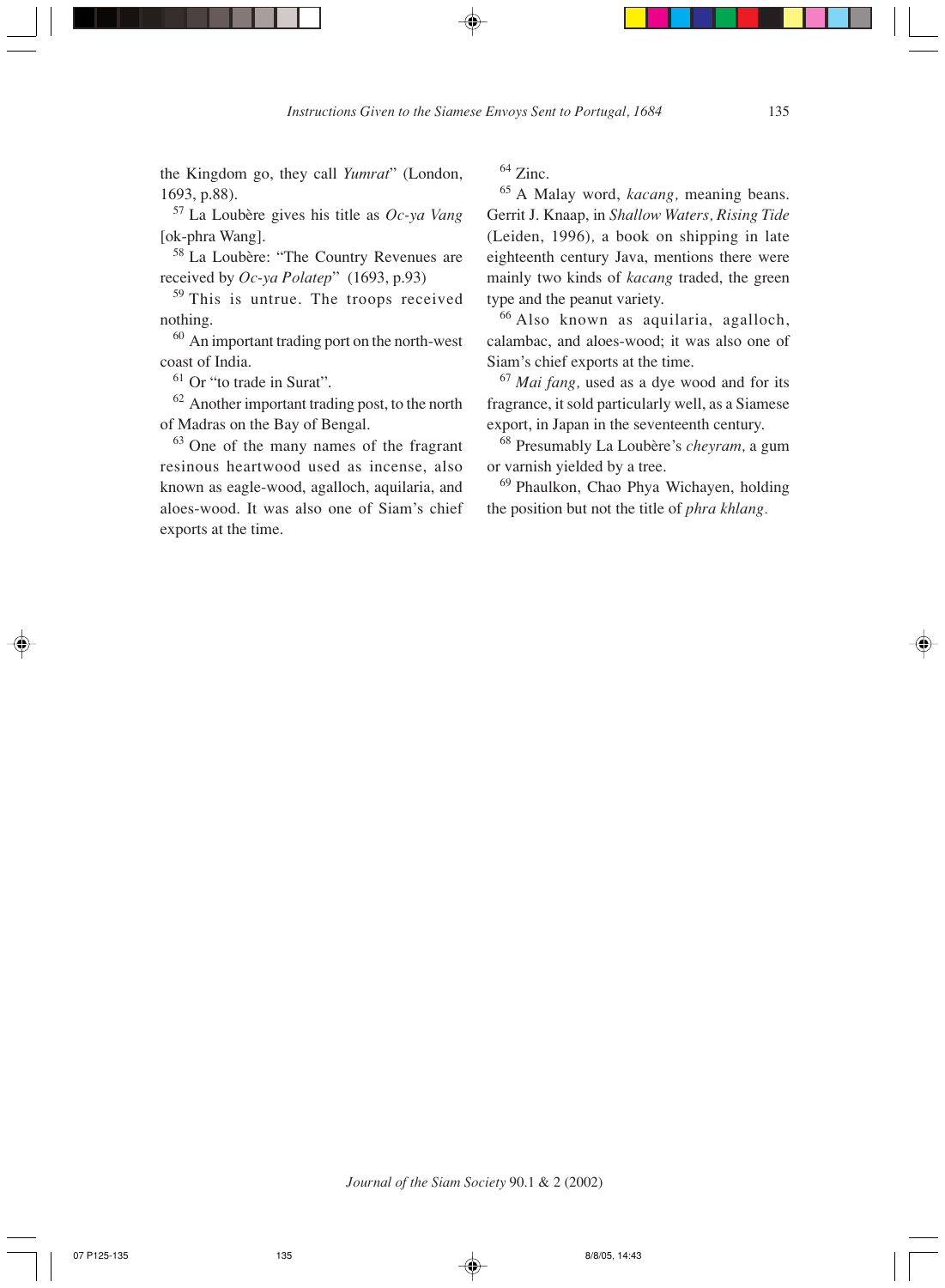the Kingdom go, they call *Yumrat*" (London, 1693, p.88).

[57] La Loubère gives his title as *Oc-ya Vang* [ok-phra Wang].

[58] La Loubère: "The Country Revenues are received by *Oc-ya Polatep*" (1693, p.93)

[59] This is untrue. The troops received nothing.

[60] An important trading port on the north-west coast of India.

[61] Or "to trade in Surat".

[62] Another important trading post, to the north of Madras on the Bay of Bengal.

[63] One of the many names of the fragrant resinous heartwood used as incense, also known as eagle-wood, agalloch, aquilaria, and aloes-wood. It was also one of Siam's chief exports at the time.

[64] Zinc.

[65] A Malay word, *kacang,* meaning beans. Gerrit J. Knaap, in *Shallow Waters, Rising Tide* (Leiden, 1996)*,* a book on shipping in late eighteenth century Java, mentions there were mainly two kinds of *kacang* traded, the green type and the peanut variety.

[66] Also known as aquilaria, agalloch, calambac, and aloes-wood; it was also one of Siam's chief exports at the time.

[67] *Mai fang,* used as a dye wood and for its fragrance, it sold particularly well, as a Siamese export, in Japan in the seventeenth century.

[68] Presumably La Loubère's *cheyram,* a gum or varnish yielded by a tree.

[69] Phaulkon, Chao Phya Wichayen, holding the position but not the title of *phra khlang.*